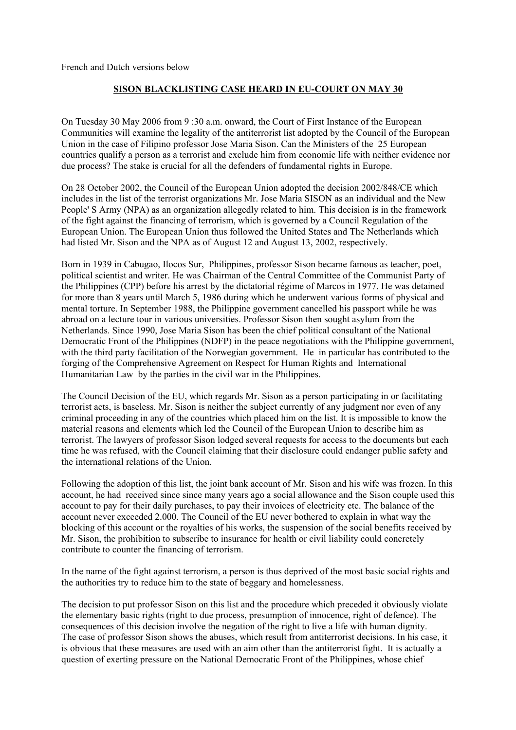French and Dutch versions below

**SISON BLACKLISTING CASE HEARD IN EU-COURT ON MAY 30**

On Tuesday 30 May 2006 from 9 :30 a.m. onward, the Court of First Instance of the European Communities will examine the legality of the antiterrorist list adopted by the Council of the European Union in the case of Filipino professor Jose Maria Sison. Can the Ministers of the 25 European countries qualify a person as a terrorist and exclude him from economic life with neither evidence nor due process? The stake is crucial for all the defenders of fundamental rights in Europe.

On 28 October 2002, the Council of the European Union adopted the decision 2002/848/CE which includes in the list of the terrorist organizations Mr. Jose Maria SISON as an individual and the New People' S Army (NPA) as an organization allegedly related to him. This decision is in the framework of the fight against the financing of terrorism, which is governed by a Council Regulation of the European Union. The European Union thus followed the United States and The Netherlands which had listed Mr. Sison and the NPA as of August 12 and August 13, 2002, respectively.

Born in 1939 in Cabugao, Ilocos Sur, Philippines, professor Sison became famous as teacher, poet, political scientist and writer. He was Chairman of the Central Committee of the Communist Party of the Philippines (CPP) before his arrest by the dictatorial régime of Marcos in 1977. He was detained for more than 8 years until March 5, 1986 during which he underwent various forms of physical and mental torture. In September 1988, the Philippine government cancelled his passport while he was abroad on a lecture tour in various universities. Professor Sison then sought asylum from the Netherlands. Since 1990, Jose Maria Sison has been the chief political consultant of the National Democratic Front of the Philippines (NDFP) in the peace negotiations with the Philippine government, with the third party facilitation of the Norwegian government. He in particular has contributed to the forging of the Comprehensive Agreement on Respect for Human Rights and International Humanitarian Law by the parties in the civil war in the Philippines.

The Council Decision of the EU, which regards Mr. Sison as a person participating in or facilitating terrorist acts, is baseless. Mr. Sison is neither the subject currently of any judgment nor even of any criminal proceeding in any of the countries which placed him on the list. It is impossible to know the material reasons and elements which led the Council of the European Union to describe him as terrorist. The lawyers of professor Sison lodged several requests for access to the documents but each time he was refused, with the Council claiming that their disclosure could endanger public safety and the international relations of the Union.

Following the adoption of this list, the joint bank account of Mr. Sison and his wife was frozen. In this account, he had received since since many years ago a social allowance and the Sison couple used this account to pay for their daily purchases, to pay their invoices of electricity etc. The balance of the account never exceeded 2.000. The Council of the EU never bothered to explain in what way the blocking of this account or the royalties of his works, the suspension of the social benefits received by Mr. Sison, the prohibition to subscribe to insurance for health or civil liability could concretely contribute to counter the financing of terrorism.

In the name of the fight against terrorism, a person is thus deprived of the most basic social rights and the authorities try to reduce him to the state of beggary and homelessness.

The decision to put professor Sison on this list and the procedure which preceded it obviously violate the elementary basic rights (right to due process, presumption of innocence, right of defence). The consequences of this decision involve the negation of the right to live a life with human dignity.
The case of professor Sison shows the abuses, which result from antiterrorist decisions. In his case, it is obvious that these measures are used with an aim other than the antiterrorist fight. It is actually a question of exerting pressure on the National Democratic Front of the Philippines, whose chief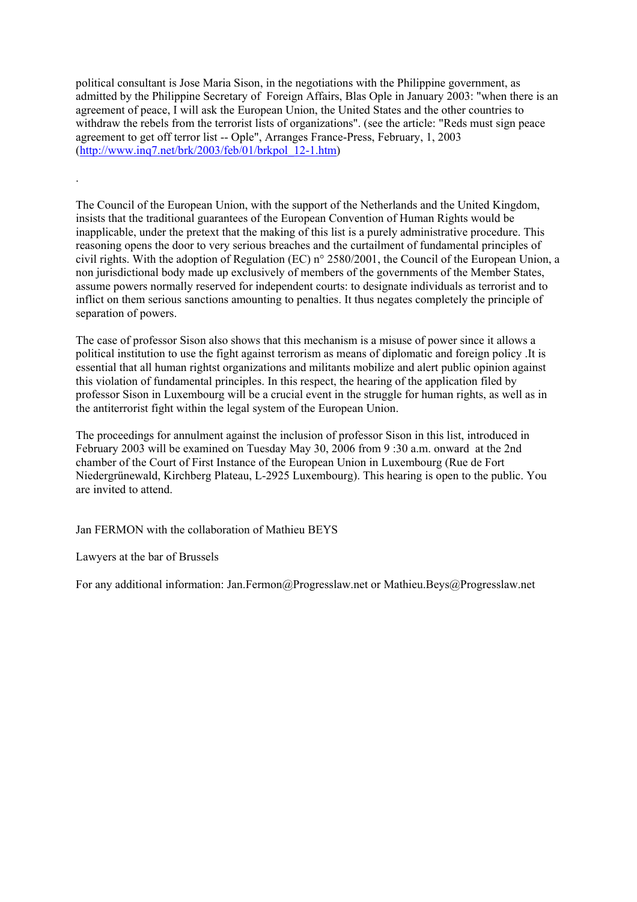political consultant is Jose Maria Sison, in the negotiations with the Philippine government, as admitted by the Philippine Secretary of Foreign Affairs, Blas Ople in January 2003: "when there is an agreement of peace, I will ask the European Union, the United States and the other countries to withdraw the rebels from the terrorist lists of organizations". (see the article: "Reds must sign peace agreement to get off terror list -- Ople", Arranges France-Press, February, 1, 2003 (http://www.inq7.net/brk/2003/feb/01/brkpol_12-1.htm)

.

The Council of the European Union, with the support of the Netherlands and the United Kingdom, insists that the traditional guarantees of the European Convention of Human Rights would be inapplicable, under the pretext that the making of this list is a purely administrative procedure. This reasoning opens the door to very serious breaches and the curtailment of fundamental principles of civil rights. With the adoption of Regulation (EC) n° 2580/2001, the Council of the European Union, a non jurisdictional body made up exclusively of members of the governments of the Member States, assume powers normally reserved for independent courts: to designate individuals as terrorist and to inflict on them serious sanctions amounting to penalties. It thus negates completely the principle of separation of powers.

The case of professor Sison also shows that this mechanism is a misuse of power since it allows a political institution to use the fight against terrorism as means of diplomatic and foreign policy .It is essential that all human rightst organizations and militants mobilize and alert public opinion against this violation of fundamental principles. In this respect, the hearing of the application filed by professor Sison in Luxembourg will be a crucial event in the struggle for human rights, as well as in the antiterrorist fight within the legal system of the European Union.

The proceedings for annulment against the inclusion of professor Sison in this list, introduced in February 2003 will be examined on Tuesday May 30, 2006 from 9 :30 a.m. onward at the 2nd chamber of the Court of First Instance of the European Union in Luxembourg (Rue de Fort Niedergrünewald, Kirchberg Plateau, L-2925 Luxembourg). This hearing is open to the public. You are invited to attend.

Jan FERMON with the collaboration of Mathieu BEYS

Lawyers at the bar of Brussels

For any additional information: Jan.Fermon@Progresslaw.net or Mathieu.Beys@Progresslaw.net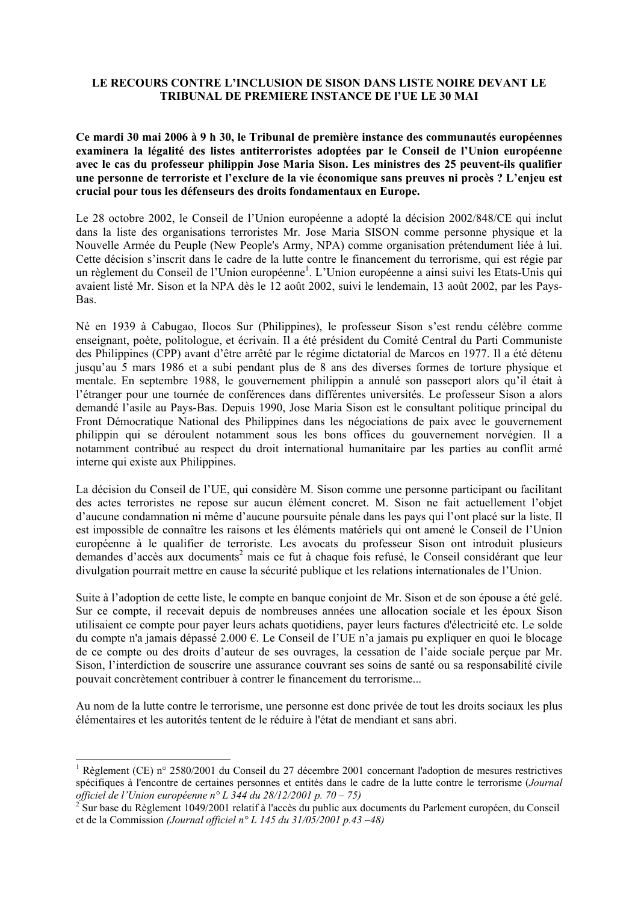**LE RECOURS CONTRE L'INCLUSION DE SISON DANS LISTE NOIRE DEVANT LE TRIBUNAL DE PREMIERE INSTANCE DE l'UE LE 30 MAI**

**Ce mardi 30 mai 2006 à 9 h 30, le Tribunal de première instance des communautés européennes examinera la légalité des listes antiterroristes adoptées par le Conseil de l'Union européenne avec le cas du professeur philippin Jose Maria Sison. Les ministres des 25 peuvent-ils qualifier une personne de terroriste et l'exclure de la vie économique sans preuves ni procès ? L'enjeu est crucial pour tous les défenseurs des droits fondamentaux en Europe.**

Le 28 octobre 2002, le Conseil de l'Union européenne a adopté la décision 2002/848/CE qui inclut dans la liste des organisations terroristes Mr. Jose Maria SISON comme personne physique et la Nouvelle Armée du Peuple (New People's Army, NPA) comme organisation prétendument liée à lui. Cette décision s'inscrit dans le cadre de la lutte contre le financement du terrorisme, qui est régie par un règlement du Conseil de l'Union européenne[1]. L'Union européenne a ainsi suivi les Etats-Unis qui avaient listé Mr. Sison et la NPA dès le 12 août 2002, suivi le lendemain, 13 août 2002, par les Pays-Bas.

Né en 1939 à Cabugao, Ilocos Sur (Philippines), le professeur Sison s'est rendu célèbre comme enseignant, poète, politologue, et écrivain. Il a été président du Comité Central du Parti Communiste des Philippines (CPP) avant d'être arrêté par le régime dictatorial de Marcos en 1977. Il a été détenu jusqu'au 5 mars 1986 et a subi pendant plus de 8 ans des diverses formes de torture physique et mentale. En septembre 1988, le gouvernement philippin a annulé son passeport alors qu'il était à l'étranger pour une tournée de conférences dans différentes universités. Le professeur Sison a alors demandé l'asile au Pays-Bas. Depuis 1990, Jose Maria Sison est le consultant politique principal du Front Démocratique National des Philippines dans les négociations de paix avec le gouvernement philippin qui se déroulent notamment sous les bons offices du gouvernement norvégien. Il a notamment contribué au respect du droit international humanitaire par les parties au conflit armé interne qui existe aux Philippines.

La décision du Conseil de l'UE, qui considère M. Sison comme une personne participant ou facilitant des actes terroristes ne repose sur aucun élément concret. M. Sison ne fait actuellement l'objet d'aucune condamnation ni même d'aucune poursuite pénale dans les pays qui l'ont placé sur la liste. Il est impossible de connaître les raisons et les éléments matériels qui ont amené le Conseil de l'Union européenne à le qualifier de terroriste. Les avocats du professeur Sison ont introduit plusieurs demandes d'accès aux documents[2] mais ce fut à chaque fois refusé, le Conseil considérant que leur divulgation pourrait mettre en cause la sécurité publique et les relations internationales de l'Union.

Suite à l'adoption de cette liste, le compte en banque conjoint de Mr. Sison et de son épouse a été gelé. Sur ce compte, il recevait depuis de nombreuses années une allocation sociale et les époux Sison utilisaient ce compte pour payer leurs achats quotidiens, payer leurs factures d'électricité etc. Le solde du compte n'a jamais dépassé 2.000 €. Le Conseil de l'UE n'a jamais pu expliquer en quoi le blocage de ce compte ou des droits d'auteur de ses ouvrages, la cessation de l'aide sociale perçue par Mr. Sison, l'interdiction de souscrire une assurance couvrant ses soins de santé ou sa responsabilité civile pouvait concrètement contribuer à contrer le financement du terrorisme...

Au nom de la lutte contre le terrorisme, une personne est donc privée de tout les droits sociaux les plus élémentaires et les autorités tentent de le réduire à l'état de mendiant et sans abri.

---

[1] Règlement (CE) n° 2580/2001 du Conseil du 27 décembre 2001 concernant l'adoption de mesures restrictives spécifiques à l'encontre de certaines personnes et entités dans le cadre de la lutte contre le terrorisme (*Journal officiel de l'Union européenne n° L 344 du 28/12/2001 p. 70 – 75)*

[2] Sur base du Règlement 1049/2001 relatif à l'accès du public aux documents du Parlement européen, du Conseil et de la Commission *(Journal officiel n° L 145 du 31/05/2001 p.43 –48)*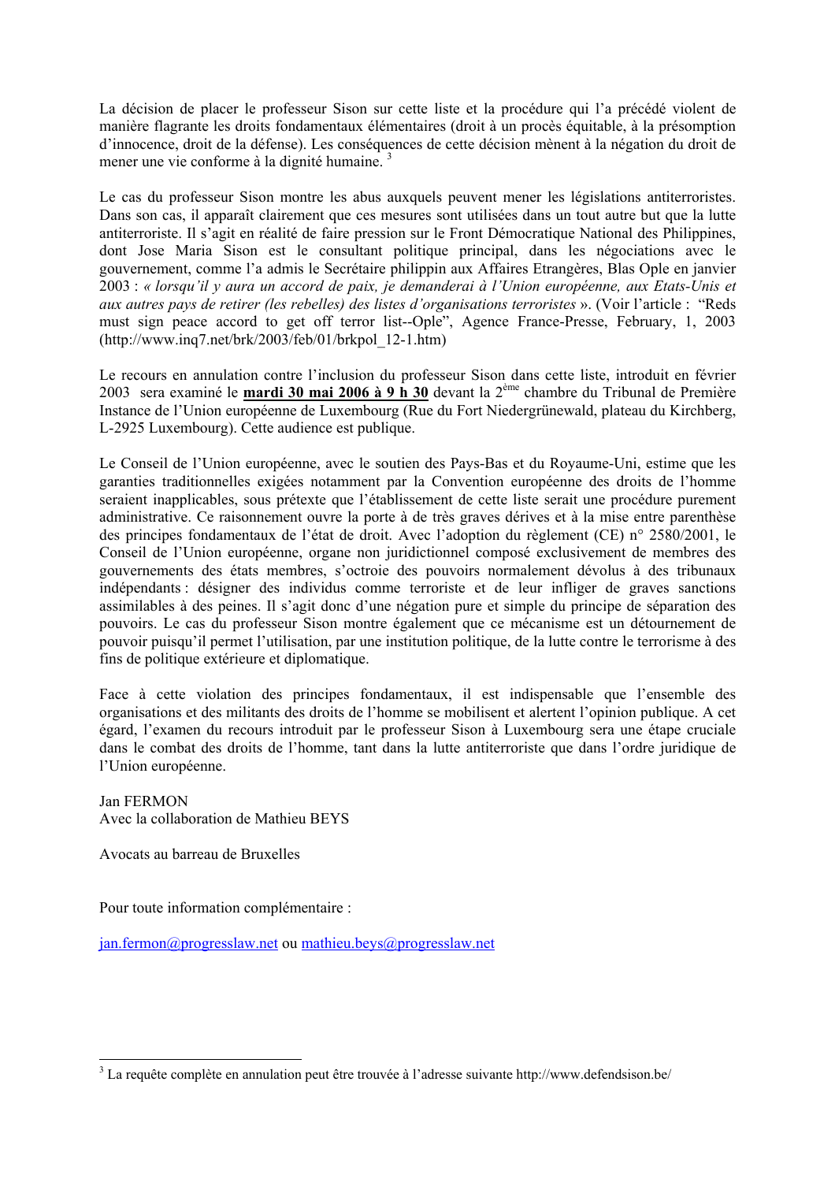La décision de placer le professeur Sison sur cette liste et la procédure qui l'a précédé violent de manière flagrante les droits fondamentaux élémentaires (droit à un procès équitable, à la présomption d'innocence, droit de la défense). Les conséquences de cette décision mènent à la négation du droit de mener une vie conforme à la dignité humaine. [3]

Le cas du professeur Sison montre les abus auxquels peuvent mener les législations antiterroristes. Dans son cas, il apparaît clairement que ces mesures sont utilisées dans un tout autre but que la lutte antiterroriste. Il s'agit en réalité de faire pression sur le Front Démocratique National des Philippines, dont Jose Maria Sison est le consultant politique principal, dans les négociations avec le gouvernement, comme l'a admis le Secrétaire philippin aux Affaires Etrangères, Blas Ople en janvier 2003 : *« lorsqu'il y aura un accord de paix, je demanderai à l'Union européenne, aux Etats-Unis et aux autres pays de retirer (les rebelles) des listes d'organisations terroristes »*. (Voir l'article : "Reds must sign peace accord to get off terror list--Ople", Agence France-Presse, February, 1, 2003 (http://www.inq7.net/brk/2003/feb/01/brkpol_12-1.htm)

Le recours en annulation contre l'inclusion du professeur Sison dans cette liste, introduit en février 2003 sera examiné le **mardi 30 mai 2006 à 9 h 30** devant la 2ème chambre du Tribunal de Première Instance de l'Union européenne de Luxembourg (Rue du Fort Niedergrünewald, plateau du Kirchberg, L-2925 Luxembourg). Cette audience est publique.

Le Conseil de l'Union européenne, avec le soutien des Pays-Bas et du Royaume-Uni, estime que les garanties traditionnelles exigées notamment par la Convention européenne des droits de l'homme seraient inapplicables, sous prétexte que l'établissement de cette liste serait une procédure purement administrative. Ce raisonnement ouvre la porte à de très graves dérives et à la mise entre parenthèse des principes fondamentaux de l'état de droit. Avec l'adoption du règlement (CE) n° 2580/2001, le Conseil de l'Union européenne, organe non juridictionnel composé exclusivement de membres des gouvernements des états membres, s'octroie des pouvoirs normalement dévolus à des tribunaux indépendants : désigner des individus comme terroriste et de leur infliger de graves sanctions assimilables à des peines. Il s'agit donc d'une négation pure et simple du principe de séparation des pouvoirs. Le cas du professeur Sison montre également que ce mécanisme est un détournement de pouvoir puisqu'il permet l'utilisation, par une institution politique, de la lutte contre le terrorisme à des fins de politique extérieure et diplomatique.

Face à cette violation des principes fondamentaux, il est indispensable que l'ensemble des organisations et des militants des droits de l'homme se mobilisent et alertent l'opinion publique. A cet égard, l'examen du recours introduit par le professeur Sison à Luxembourg sera une étape cruciale dans le combat des droits de l'homme, tant dans la lutte antiterroriste que dans l'ordre juridique de l'Union européenne.

Jan FERMON
Avec la collaboration de Mathieu BEYS

Avocats au barreau de Bruxelles

Pour toute information complémentaire :

jan.fermon@progresslaw.net ou mathieu.beys@progresslaw.net

---

[3] La requête complète en annulation peut être trouvée à l'adresse suivante http://www.defendsison.be/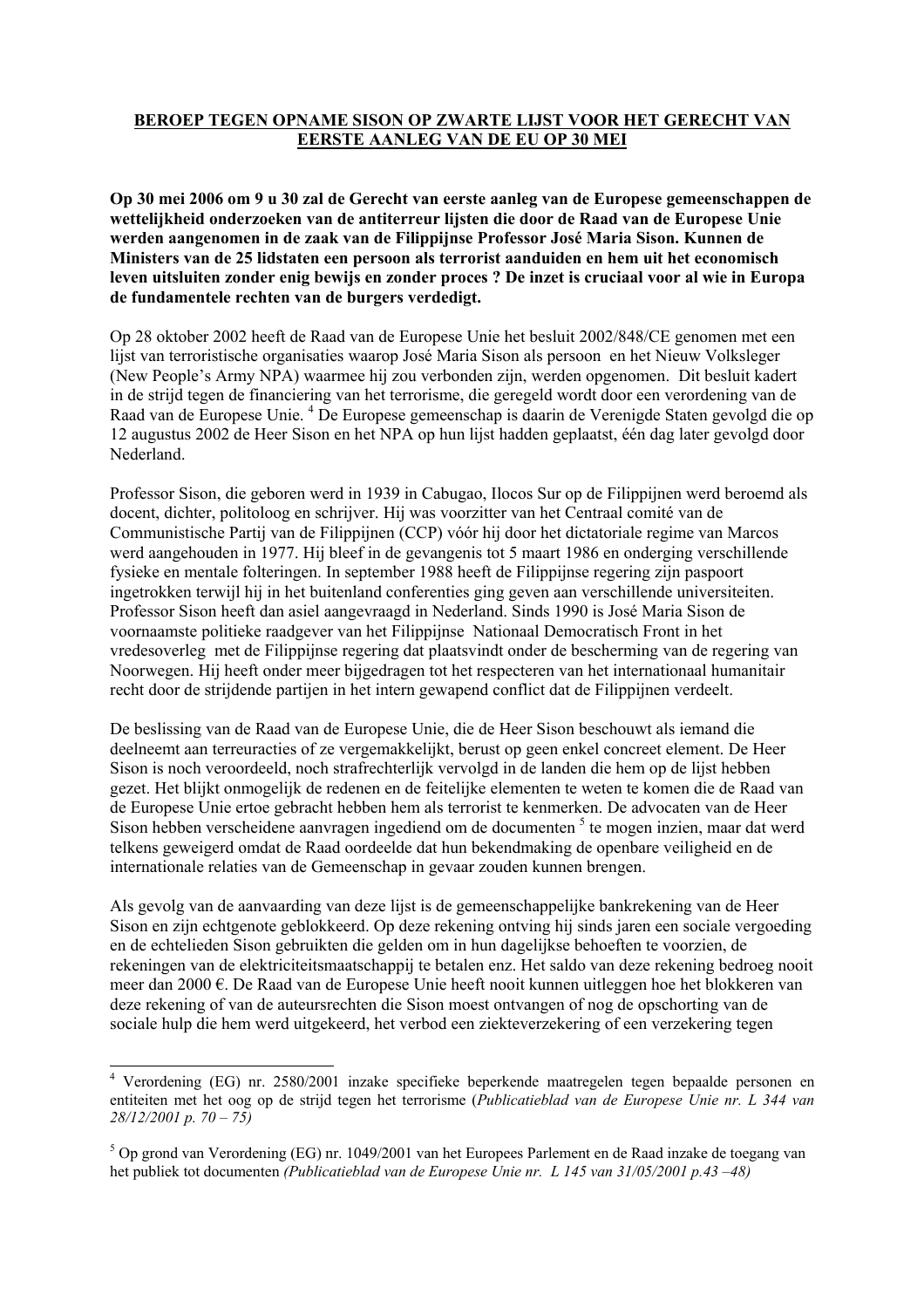## BEROEP TEGEN OPNAME SISON OP ZWARTE LIJST VOOR HET GERECHT VAN EERSTE AANLEG VAN DE EU OP 30 MEI

**Op 30 mei 2006 om 9 u 30 zal de Gerecht van eerste aanleg van de Europese gemeenschappen de wettelijkheid onderzoeken van de antiterreur lijsten die door de Raad van de Europese Unie werden aangenomen in de zaak van de Filippijnse Professor José Maria Sison. Kunnen de Ministers van de 25 lidstaten een persoon als terrorist aanduiden en hem uit het economisch leven uitsluiten zonder enig bewijs en zonder proces ? De inzet is cruciaal voor al wie in Europa de fundamentele rechten van de burgers verdedigt.**

Op 28 oktober 2002 heeft de Raad van de Europese Unie het besluit 2002/848/CE genomen met een lijst van terroristische organisaties waarop José Maria Sison als persoon en het Nieuw Volksleger (New People's Army NPA) waarmee hij zou verbonden zijn, werden opgenomen. Dit besluit kadert in de strijd tegen de financiering van het terrorisme, die geregeld wordt door een verordening van de Raad van de Europese Unie. [4] De Europese gemeenschap is daarin de Verenigde Staten gevolgd die op 12 augustus 2002 de Heer Sison en het NPA op hun lijst hadden geplaatst, één dag later gevolgd door Nederland.

Professor Sison, die geboren werd in 1939 in Cabugao, Ilocos Sur op de Filippijnen werd beroemd als docent, dichter, politoloog en schrijver. Hij was voorzitter van het Centraal comité van de Communistische Partij van de Filippijnen (CCP) vóór hij door het dictatoriale regime van Marcos werd aangehouden in 1977. Hij bleef in de gevangenis tot 5 maart 1986 en onderging verschillende fysieke en mentale folteringen. In september 1988 heeft de Filippijnse regering zijn paspoort ingetrokken terwijl hij in het buitenland conferenties ging geven aan verschillende universiteiten. Professor Sison heeft dan asiel aangevraagd in Nederland. Sinds 1990 is José Maria Sison de voornaamste politieke raadgever van het Filippijnse Nationaal Democratisch Front in het vredesoverleg met de Filippijnse regering dat plaatsvindt onder de bescherming van de regering van Noorwegen. Hij heeft onder meer bijgedragen tot het respecteren van het internationaal humanitair recht door de strijdende partijen in het intern gewapend conflict dat de Filippijnen verdeelt.

De beslissing van de Raad van de Europese Unie, die de Heer Sison beschouwt als iemand die deelneemt aan terreuracties of ze vergemakkelijkt, berust op geen enkel concreet element. De Heer Sison is noch veroordeeld, noch strafrechterlijk vervolgd in de landen die hem op de lijst hebben gezet. Het blijkt onmogelijk de redenen en de feitelijke elementen te weten te komen die de Raad van de Europese Unie ertoe gebracht hebben hem als terrorist te kenmerken. De advocaten van de Heer Sison hebben verscheidene aanvragen ingediend om de documenten [5] te mogen inzien, maar dat werd telkens geweigerd omdat de Raad oordeelde dat hun bekendmaking de openbare veiligheid en de internationale relaties van de Gemeenschap in gevaar zouden kunnen brengen.

Als gevolg van de aanvaarding van deze lijst is de gemeenschappelijke bankrekening van de Heer Sison en zijn echtgenote geblokkeerd. Op deze rekening ontving hij sinds jaren een sociale vergoeding en de echtelieden Sison gebruikten die gelden om in hun dagelijkse behoeften te voorzien, de rekeningen van de elektriciteitsmaatschappij te betalen enz. Het saldo van deze rekening bedroeg nooit meer dan 2000 €. De Raad van de Europese Unie heeft nooit kunnen uitleggen hoe het blokkeren van deze rekening of van de auteursrechten die Sison moest ontvangen of nog de opschorting van de sociale hulp die hem werd uitgekeerd, het verbod een ziekteverzekering of een verzekering tegen

---

[4] Verordening (EG) nr. 2580/2001 inzake specifieke beperkende maatregelen tegen bepaalde personen en entiteiten met het oog op de strijd tegen het terrorisme (*Publicatieblad van de Europese Unie nr. L 344 van 28/12/2001 p. 70 – 75)*

[5] Op grond van Verordening (EG) nr. 1049/2001 van het Europees Parlement en de Raad inzake de toegang van het publiek tot documenten *(Publicatieblad van de Europese Unie nr. L 145 van 31/05/2001 p.43 –48)*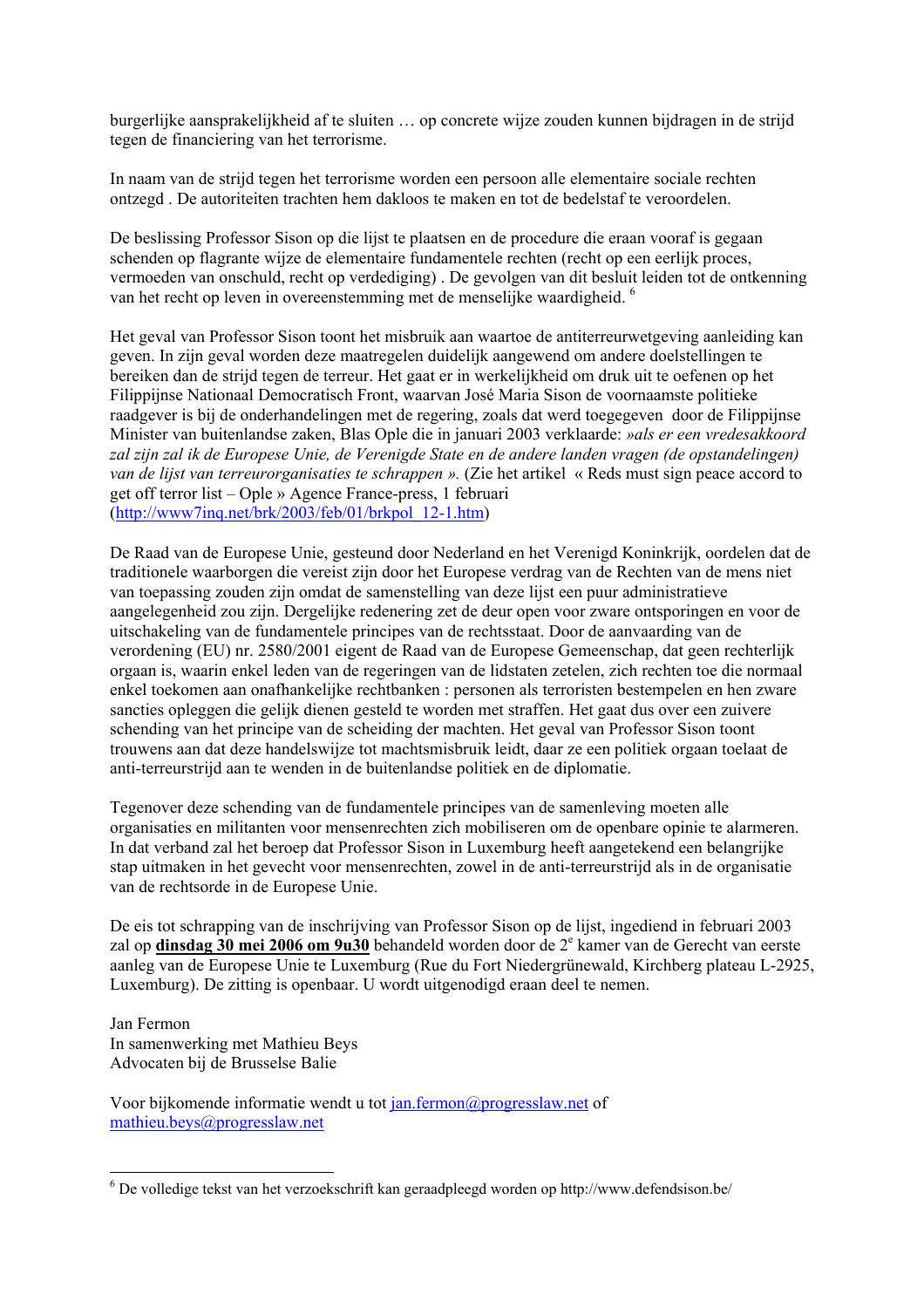burgerlijke aansprakelijkheid af te sluiten … op concrete wijze zouden kunnen bijdragen in de strijd tegen de financiering van het terrorisme.

In naam van de strijd tegen het terrorisme worden een persoon alle elementaire sociale rechten ontzegd . De autoriteiten trachten hem dakloos te maken en tot de bedelstaf te veroordelen.

De beslissing Professor Sison op die lijst te plaatsen en de procedure die eraan vooraf is gegaan schenden op flagrante wijze de elementaire fundamentele rechten (recht op een eerlijk proces, vermoeden van onschuld, recht op verdediging) . De gevolgen van dit besluit leiden tot de ontkenning van het recht op leven in overeenstemming met de menselijke waardigheid. [6]

Het geval van Professor Sison toont het misbruik aan waartoe de antiterreurwetgeving aanleiding kan geven. In zijn geval worden deze maatregelen duidelijk aangewend om andere doelstellingen te bereiken dan de strijd tegen de terreur. Het gaat er in werkelijkheid om druk uit te oefenen op het Filippijnse Nationaal Democratisch Front, waarvan José Maria Sison de voornaamste politieke raadgever is bij de onderhandelingen met de regering, zoals dat werd toegegeven door de Filippijnse Minister van buitenlandse zaken, Blas Ople die in januari 2003 verklaarde: *»als er een vredesakkoord zal zijn zal ik de Europese Unie, de Verenigde State en de andere landen vragen (de opstandelingen) van de lijst van terreurorganisaties te schrappen ».* (Zie het artikel « Reds must sign peace accord to get off terror list – Ople » Agence France-press, 1 februari (http://www7inq.net/brk/2003/feb/01/brkpol_12-1.htm)

De Raad van de Europese Unie, gesteund door Nederland en het Verenigd Koninkrijk, oordelen dat de traditionele waarborgen die vereist zijn door het Europese verdrag van de Rechten van de mens niet van toepassing zouden zijn omdat de samenstelling van deze lijst een puur administratieve aangelegenheid zou zijn. Dergelijke redenering zet de deur open voor zware ontsporingen en voor de uitschakeling van de fundamentele principes van de rechtsstaat. Door de aanvaarding van de verordening (EU) nr. 2580/2001 eigent de Raad van de Europese Gemeenschap, dat geen rechterlijk orgaan is, waarin enkel leden van de regeringen van de lidstaten zetelen, zich rechten toe die normaal enkel toekomen aan onafhankelijke rechtbanken : personen als terroristen bestempelen en hen zware sancties opleggen die gelijk dienen gesteld te worden met straffen. Het gaat dus over een zuivere schending van het principe van de scheiding der machten. Het geval van Professor Sison toont trouwens aan dat deze handelswijze tot machtsmisbruik leidt, daar ze een politiek orgaan toelaat de anti-terreurstrijd aan te wenden in de buitenlandse politiek en de diplomatie.

Tegenover deze schending van de fundamentele principes van de samenleving moeten alle organisaties en militanten voor mensenrechten zich mobiliseren om de openbare opinie te alarmeren. In dat verband zal het beroep dat Professor Sison in Luxemburg heeft aangetekend een belangrijke stap uitmaken in het gevecht voor mensenrechten, zowel in de anti-terreurstrijd als in de organisatie van de rechtsorde in de Europese Unie.

De eis tot schrapping van de inschrijving van Professor Sison op de lijst, ingediend in februari 2003 zal op **dinsdag 30 mei 2006 om 9u30** behandeld worden door de 2[e] kamer van de Gerecht van eerste aanleg van de Europese Unie te Luxemburg (Rue du Fort Niedergrünewald, Kirchberg plateau L-2925, Luxemburg). De zitting is openbaar. U wordt uitgenodigd eraan deel te nemen.

Jan Fermon
In samenwerking met Mathieu Beys
Advocaten bij de Brusselse Balie

Voor bijkomende informatie wendt u tot jan.fermon@progresslaw.net of mathieu.beys@progresslaw.net

---

[6] De volledige tekst van het verzoekschrift kan geraadpleegd worden op http://www.defendsison.be/